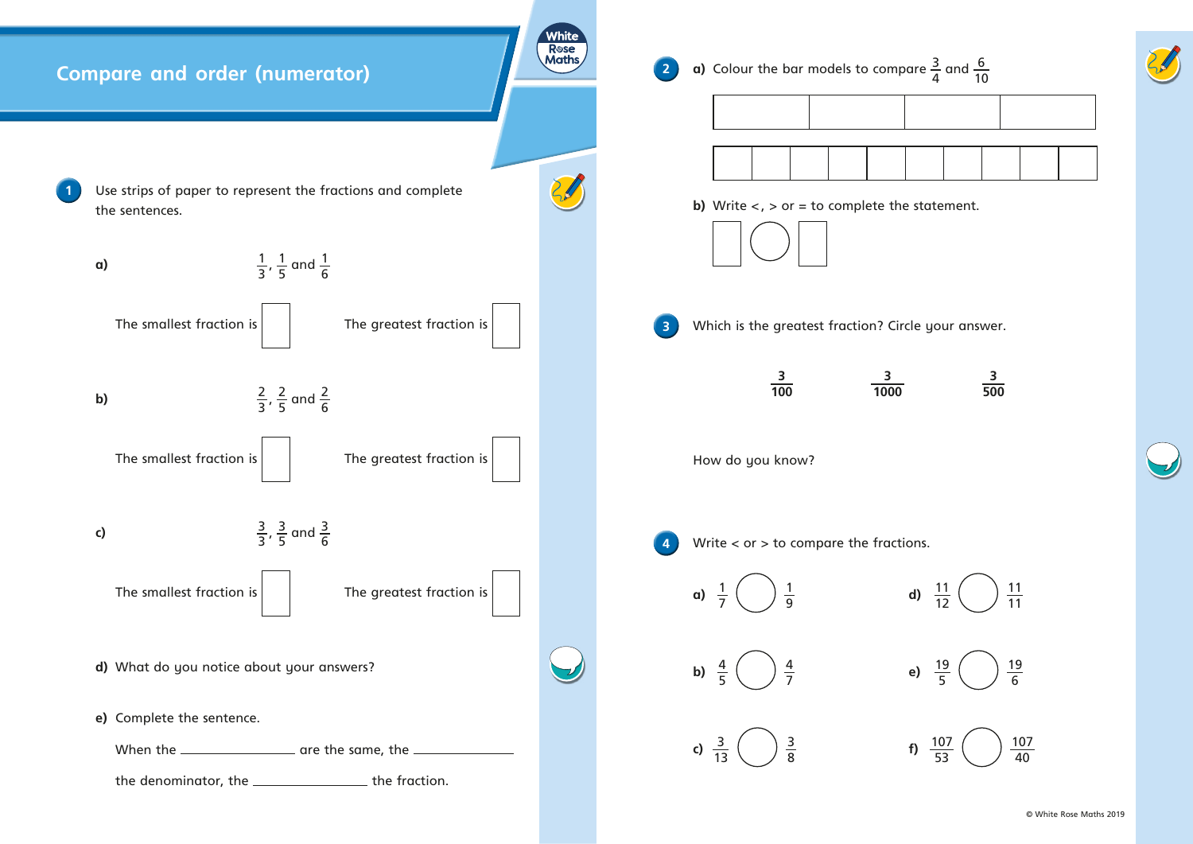# Compare and order (numerator)

**1** Use strips of paper to represent the fractions and complete the sentences.

**a)** $\frac{1}{3}$, $\frac{1}{5}$ and $\frac{1}{6}$

The smallest fraction is ☐ The greatest fraction is ☐

**b)** $\frac{2}{3}$, $\frac{2}{5}$ and $\frac{2}{6}$

The smallest fraction is ☐ The greatest fraction is ☐

**c)** $\frac{3}{3}$, $\frac{3}{5}$ and $\frac{3}{6}$

The smallest fraction is ☐ The greatest fraction is ☐

**d)** What do you notice about your answers?

**e)** Complete the sentence.

When the ______________ are the same, the ______________ the denominator, the ______________ the fraction.

**2** **a)** Colour the bar models to compare $\frac{3}{4}$ and $\frac{6}{10}$

| | | | |
|---|---|---|---|
| | | | |

| | | | | | | | | | |
|---|---|---|---|---|---|---|---|---|---|
| | | | | | | | | | |

**b)** Write <, > or = to complete the statement.

☐ ◯ ☐

**3** Which is the greatest fraction? Circle your answer.

$\frac{3}{100}$ $\frac{3}{1000}$ $\frac{3}{500}$

How do you know?

**4** Write < or > to compare the fractions.

**a)** $\frac{1}{7}$ ◯ $\frac{1}{9}$

**b)** $\frac{4}{5}$ ◯ $\frac{4}{7}$

**c)** $\frac{3}{13}$ ◯ $\frac{3}{8}$

**d)** $\frac{11}{12}$ ◯ $\frac{11}{11}$

**e)** $\frac{19}{5}$ ◯ $\frac{19}{6}$

**f)** $\frac{107}{53}$ ◯ $\frac{107}{40}$

© White Rose Maths 2019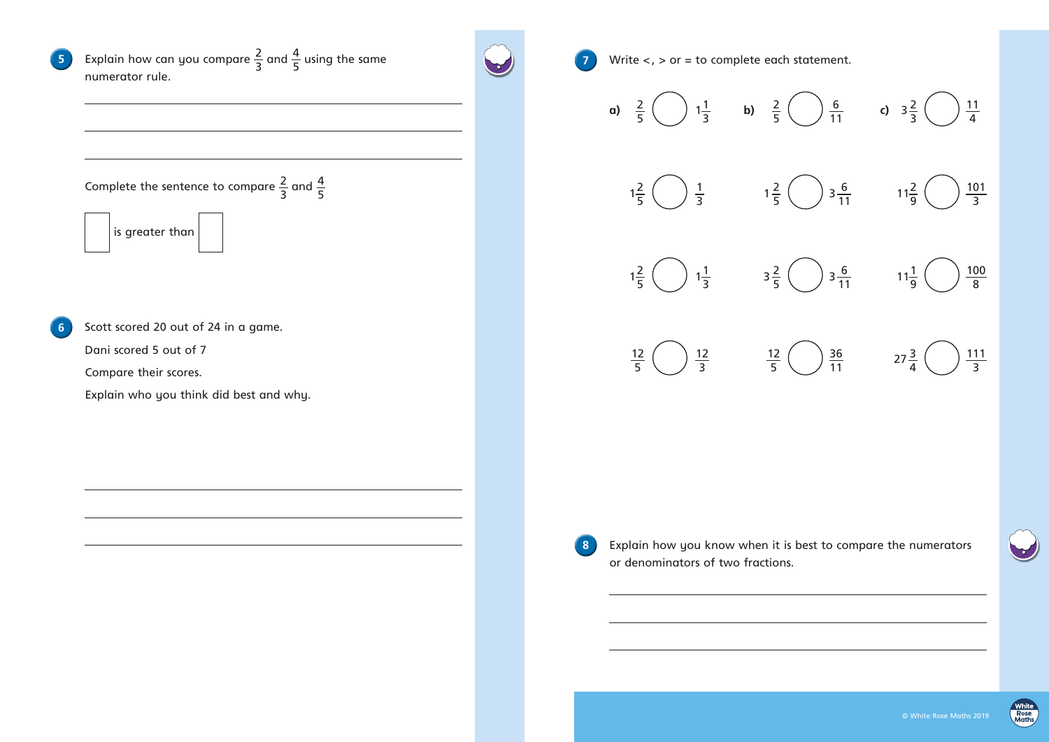**5** Explain how can you compare $\frac{2}{3}$ and $\frac{4}{5}$ using the same numerator rule.

______________________________________________

______________________________________________

______________________________________________

Complete the sentence to compare $\frac{2}{3}$ and $\frac{4}{5}$

☐ is greater than ☐

**6** Scott scored 20 out of 24 in a game.

Dani scored 5 out of 7

Compare their scores.

Explain who you think did best and why.

______________________________________________

______________________________________________

______________________________________________

**7** Write <, > or = to complete each statement.

| a) | b) | c) |
|---|---|---|
| $\frac{2}{5}$ ◯ $1\frac{1}{3}$ | $\frac{2}{5}$ ◯ $\frac{6}{11}$ | $3\frac{2}{3}$ ◯ $\frac{11}{4}$ |
| $1\frac{2}{5}$ ◯ $\frac{1}{3}$ | $1\frac{2}{5}$ ◯ $3\frac{6}{11}$ | $11\frac{2}{9}$ ◯ $\frac{101}{3}$ |
| $1\frac{2}{5}$ ◯ $1\frac{1}{3}$ | $3\frac{2}{5}$ ◯ $3\frac{6}{11}$ | $11\frac{1}{9}$ ◯ $\frac{100}{8}$ |
| $\frac{12}{5}$ ◯ $\frac{12}{3}$ | $\frac{12}{5}$ ◯ $\frac{36}{11}$ | $27\frac{3}{4}$ ◯ $\frac{111}{3}$ |

**8** Explain how you know when it is best to compare the numerators or denominators of two fractions.

______________________________________________

______________________________________________

______________________________________________